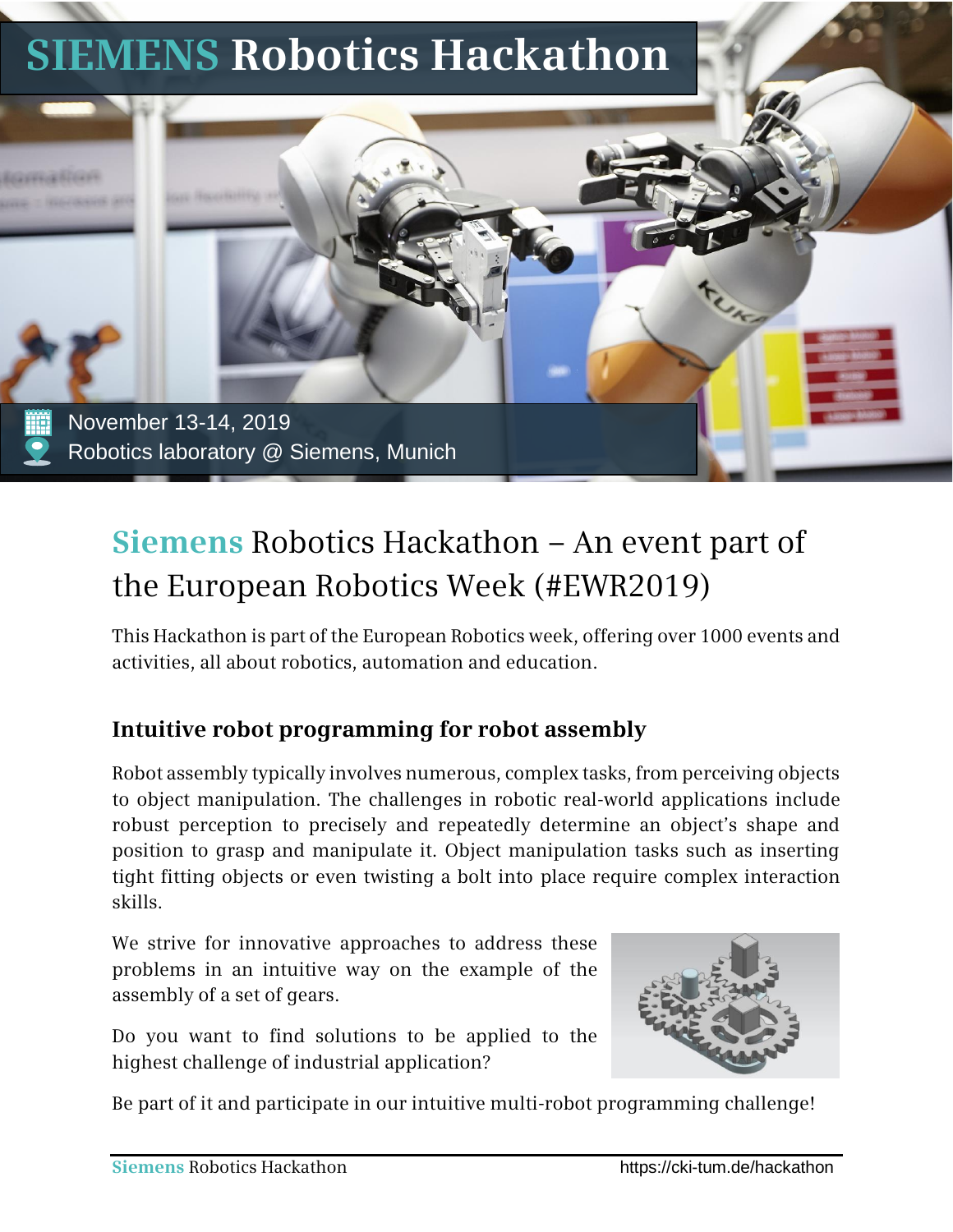# SIEMENS Robotics Hackathon

November 13-14, 2019

Robotics laboratory @ Siemens, Munich

## Siemens Robotics Hackathon – An event part of the European Robotics Week (#EWR2019)

This Hackathon is part of the European Robotics week, offering over 1000 events and activities, all about robotics, automation and education.

### Intuitive robot programming for robot assembly

Robot assembly typically involves numerous, complex tasks, from perceiving objects to object manipulation. The challenges in robotic real-world applications include robust perception to precisely and repeatedly determine an object's shape and position to grasp and manipulate it. Object manipulation tasks such as inserting tight fitting objects or even twisting a bolt into place require complex interaction skills.

We strive for innovative approaches to address these problems in an intuitive way on the example of the assembly of a set of gears.

Do you want to find solutions to be applied to the highest challenge of industrial application?

Be part of it and participate in our intuitive multi-robot programming challenge!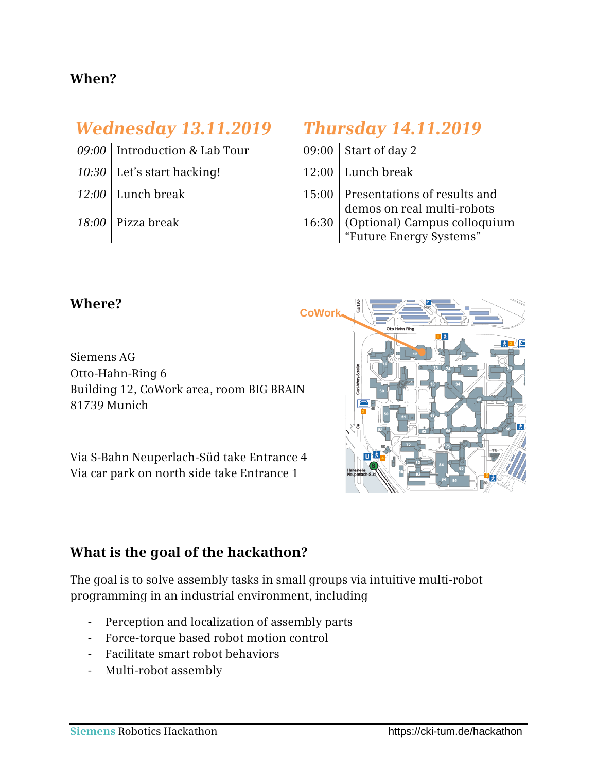## When?

| *Wednesday 13.11.2019* | | *Thursday 14.11.2019* | |
|---|---|---|---|
| *09:00* | Introduction & Lab Tour | 09:00 | Start of day 2 |
| *10:30* | Let's start hacking! | 12:00 | Lunch break |
| *12:00* | Lunch break | 15:00 | Presentations of results and demos on real multi-robots |
| *18:00* | Pizza break | 16:30 | (Optional) Campus colloquium "Future Energy Systems" |

## Where?

Siemens AG
Otto-Hahn-Ring 6
Building 12, CoWork area, room BIG BRAIN
81739 Munich

Via S-Bahn Neuperlach-Süd take Entrance 4
Via car park on north side take Entrance 1

## What is the goal of the hackathon?

The goal is to solve assembly tasks in small groups via intuitive multi-robot programming in an industrial environment, including

- Perception and localization of assembly parts
- Force-torque based robot motion control
- Facilitate smart robot behaviors
- Multi-robot assembly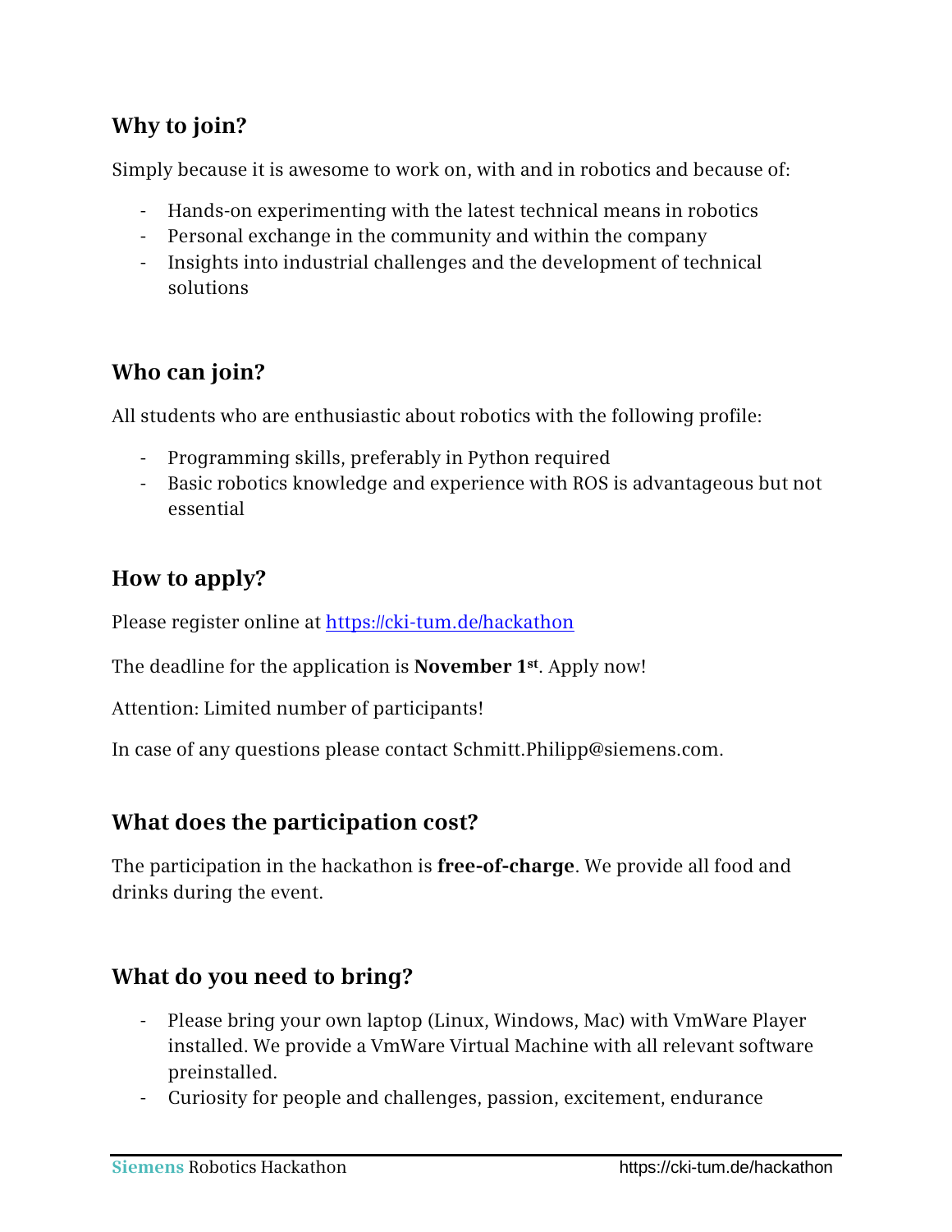## Why to join?

Simply because it is awesome to work on, with and in robotics and because of:

- Hands-on experimenting with the latest technical means in robotics
- Personal exchange in the community and within the company
- Insights into industrial challenges and the development of technical solutions

## Who can join?

All students who are enthusiastic about robotics with the following profile:

- Programming skills, preferably in Python required
- Basic robotics knowledge and experience with ROS is advantageous but not essential

## How to apply?

Please register online at https://cki-tum.de/hackathon

The deadline for the application is **November 1st**. Apply now!

Attention: Limited number of participants!

In case of any questions please contact Schmitt.Philipp@siemens.com.

## What does the participation cost?

The participation in the hackathon is **free-of-charge**. We provide all food and drinks during the event.

## What do you need to bring?

- Please bring your own laptop (Linux, Windows, Mac) with VmWare Player installed. We provide a VmWare Virtual Machine with all relevant software preinstalled.
- Curiosity for people and challenges, passion, excitement, endurance